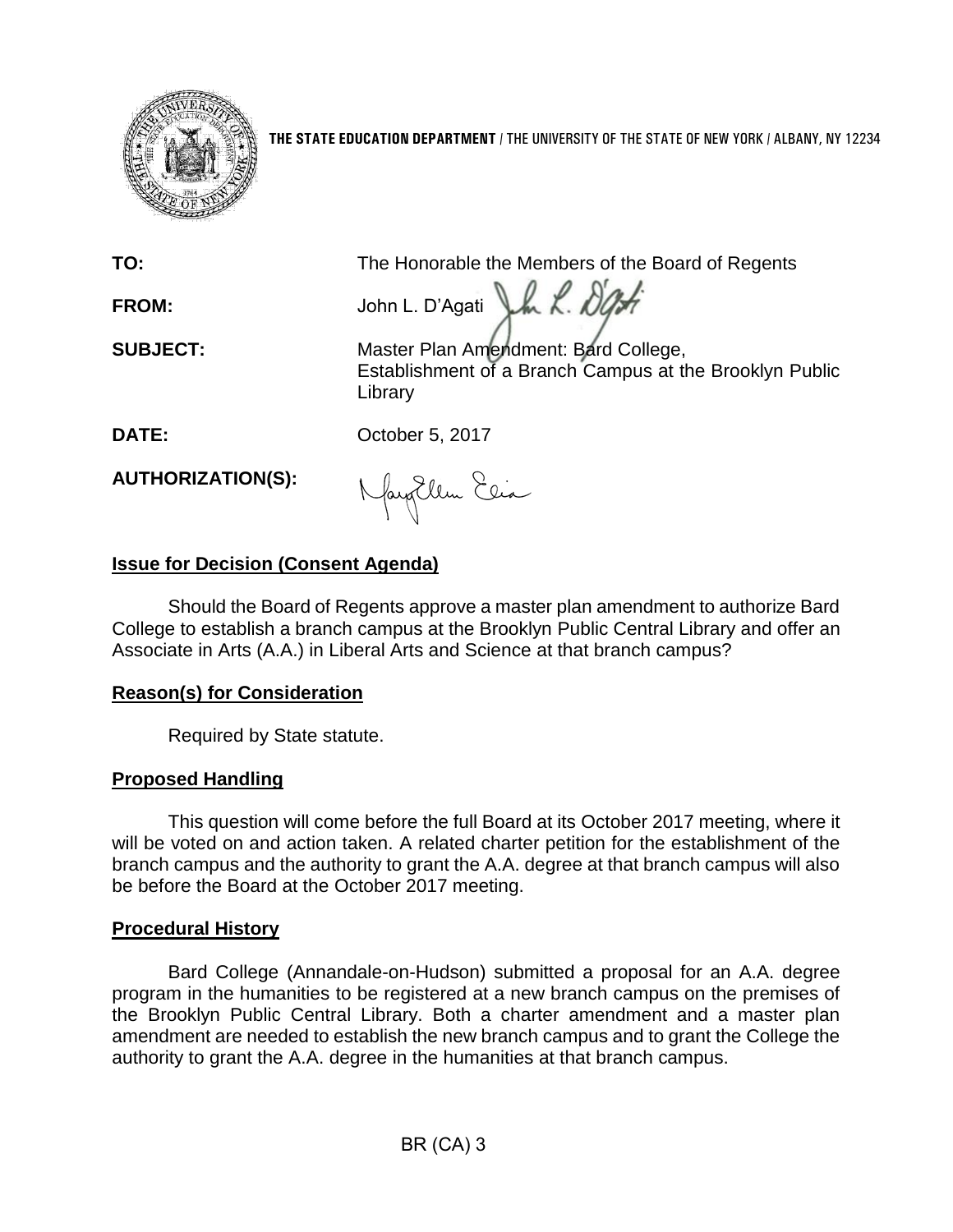**THE STATE EDUCATION DEPARTMENT** / THE UNIVERSITY OF THE STATE OF NEW YORK / ALBANY, NY 12234

**TO:** The Honorable the Members of the Board of Regents

**FROM:** John L. D'Agati

**SUBJECT:** Master Plan Amendment: Bard College, Establishment of a Branch Campus at the Brooklyn Public Library

**DATE:** October 5, 2017

**AUTHORIZATION(S):**

## Issue for Decision (Consent Agenda)

Should the Board of Regents approve a master plan amendment to authorize Bard College to establish a branch campus at the Brooklyn Public Central Library and offer an Associate in Arts (A.A.) in Liberal Arts and Science at that branch campus?

## Reason(s) for Consideration

Required by State statute.

## Proposed Handling

This question will come before the full Board at its October 2017 meeting, where it will be voted on and action taken. A related charter petition for the establishment of the branch campus and the authority to grant the A.A. degree at that branch campus will also be before the Board at the October 2017 meeting.

## Procedural History

Bard College (Annandale-on-Hudson) submitted a proposal for an A.A. degree program in the humanities to be registered at a new branch campus on the premises of the Brooklyn Public Central Library. Both a charter amendment and a master plan amendment are needed to establish the new branch campus and to grant the College the authority to grant the A.A. degree in the humanities at that branch campus.

BR (CA) 3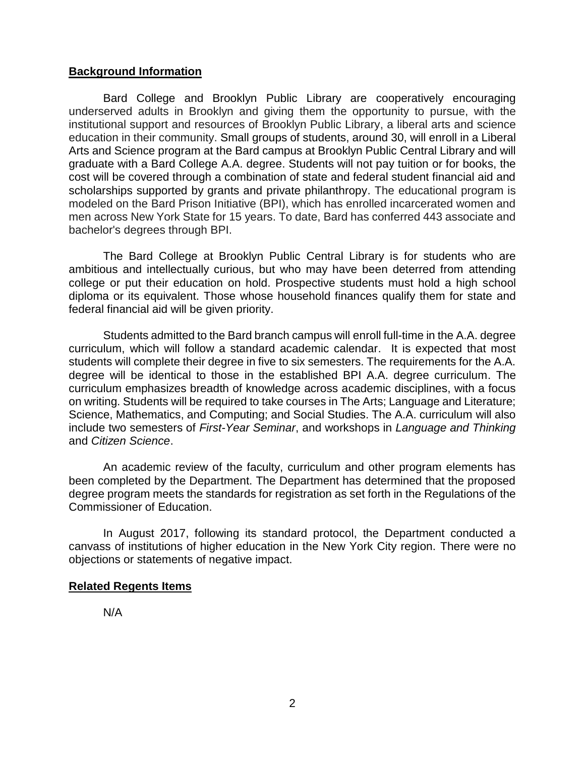## Background Information

Bard College and Brooklyn Public Library are cooperatively encouraging underserved adults in Brooklyn and giving them the opportunity to pursue, with the institutional support and resources of Brooklyn Public Library, a liberal arts and science education in their community. Small groups of students, around 30, will enroll in a Liberal Arts and Science program at the Bard campus at Brooklyn Public Central Library and will graduate with a Bard College A.A. degree. Students will not pay tuition or for books, the cost will be covered through a combination of state and federal student financial aid and scholarships supported by grants and private philanthropy. The educational program is modeled on the Bard Prison Initiative (BPI), which has enrolled incarcerated women and men across New York State for 15 years. To date, Bard has conferred 443 associate and bachelor's degrees through BPI.

The Bard College at Brooklyn Public Central Library is for students who are ambitious and intellectually curious, but who may have been deterred from attending college or put their education on hold. Prospective students must hold a high school diploma or its equivalent. Those whose household finances qualify them for state and federal financial aid will be given priority.

Students admitted to the Bard branch campus will enroll full-time in the A.A. degree curriculum, which will follow a standard academic calendar. It is expected that most students will complete their degree in five to six semesters. The requirements for the A.A. degree will be identical to those in the established BPI A.A. degree curriculum. The curriculum emphasizes breadth of knowledge across academic disciplines, with a focus on writing. Students will be required to take courses in The Arts; Language and Literature; Science, Mathematics, and Computing; and Social Studies. The A.A. curriculum will also include two semesters of *First-Year Seminar*, and workshops in *Language and Thinking* and *Citizen Science*.

An academic review of the faculty, curriculum and other program elements has been completed by the Department. The Department has determined that the proposed degree program meets the standards for registration as set forth in the Regulations of the Commissioner of Education.

In August 2017, following its standard protocol, the Department conducted a canvass of institutions of higher education in the New York City region. There were no objections or statements of negative impact.

## Related Regents Items

N/A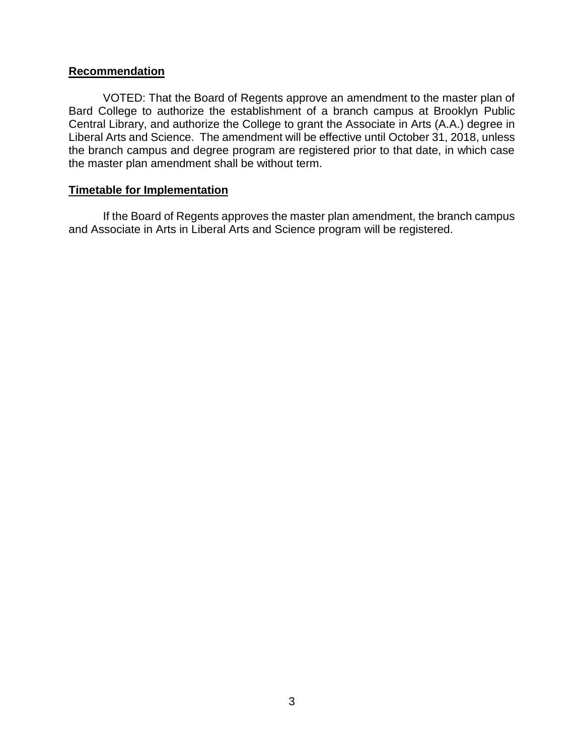**Recommendation**

VOTED: That the Board of Regents approve an amendment to the master plan of Bard College to authorize the establishment of a branch campus at Brooklyn Public Central Library, and authorize the College to grant the Associate in Arts (A.A.) degree in Liberal Arts and Science. The amendment will be effective until October 31, 2018, unless the branch campus and degree program are registered prior to that date, in which case the master plan amendment shall be without term.

**Timetable for Implementation**

If the Board of Regents approves the master plan amendment, the branch campus and Associate in Arts in Liberal Arts and Science program will be registered.